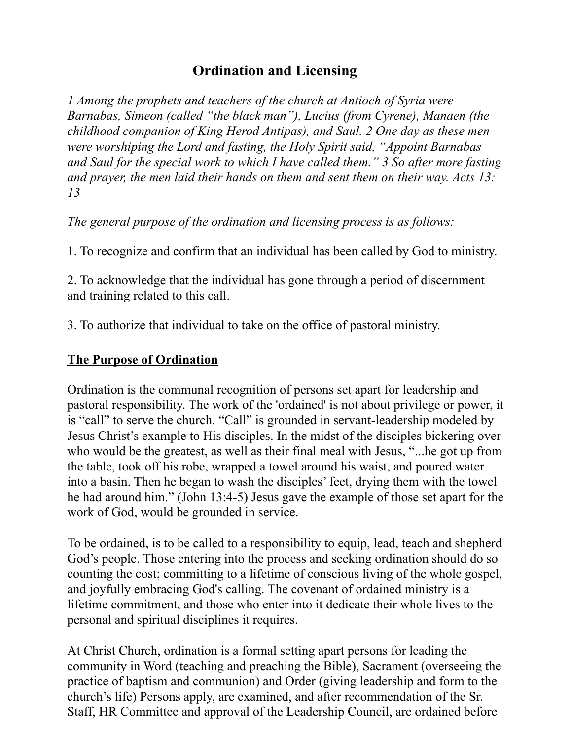# Ordination and Licensing

*1 Among the prophets and teachers of the church at Antioch of Syria were Barnabas, Simeon (called "the black man"), Lucius (from Cyrene), Manaen (the childhood companion of King Herod Antipas), and Saul. 2 One day as these men were worshiping the Lord and fasting, the Holy Spirit said, "Appoint Barnabas and Saul for the special work to which I have called them." 3 So after more fasting and prayer, the men laid their hands on them and sent them on their way. Acts 13: 13*

*The general purpose of the ordination and licensing process is as follows:*

1. To recognize and confirm that an individual has been called by God to ministry.

2. To acknowledge that the individual has gone through a period of discernment and training related to this call.

3. To authorize that individual to take on the office of pastoral ministry.

## The Purpose of Ordination

Ordination is the communal recognition of persons set apart for leadership and pastoral responsibility. The work of the 'ordained' is not about privilege or power, it is "call" to serve the church. "Call" is grounded in servant-leadership modeled by Jesus Christ's example to His disciples. In the midst of the disciples bickering over who would be the greatest, as well as their final meal with Jesus, "...he got up from the table, took off his robe, wrapped a towel around his waist, and poured water into a basin. Then he began to wash the disciples' feet, drying them with the towel he had around him." (John 13:4-5) Jesus gave the example of those set apart for the work of God, would be grounded in service.

To be ordained, is to be called to a responsibility to equip, lead, teach and shepherd God's people. Those entering into the process and seeking ordination should do so counting the cost; committing to a lifetime of conscious living of the whole gospel, and joyfully embracing God's calling. The covenant of ordained ministry is a lifetime commitment, and those who enter into it dedicate their whole lives to the personal and spiritual disciplines it requires.

At Christ Church, ordination is a formal setting apart persons for leading the community in Word (teaching and preaching the Bible), Sacrament (overseeing the practice of baptism and communion) and Order (giving leadership and form to the church's life) Persons apply, are examined, and after recommendation of the Sr. Staff, HR Committee and approval of the Leadership Council, are ordained before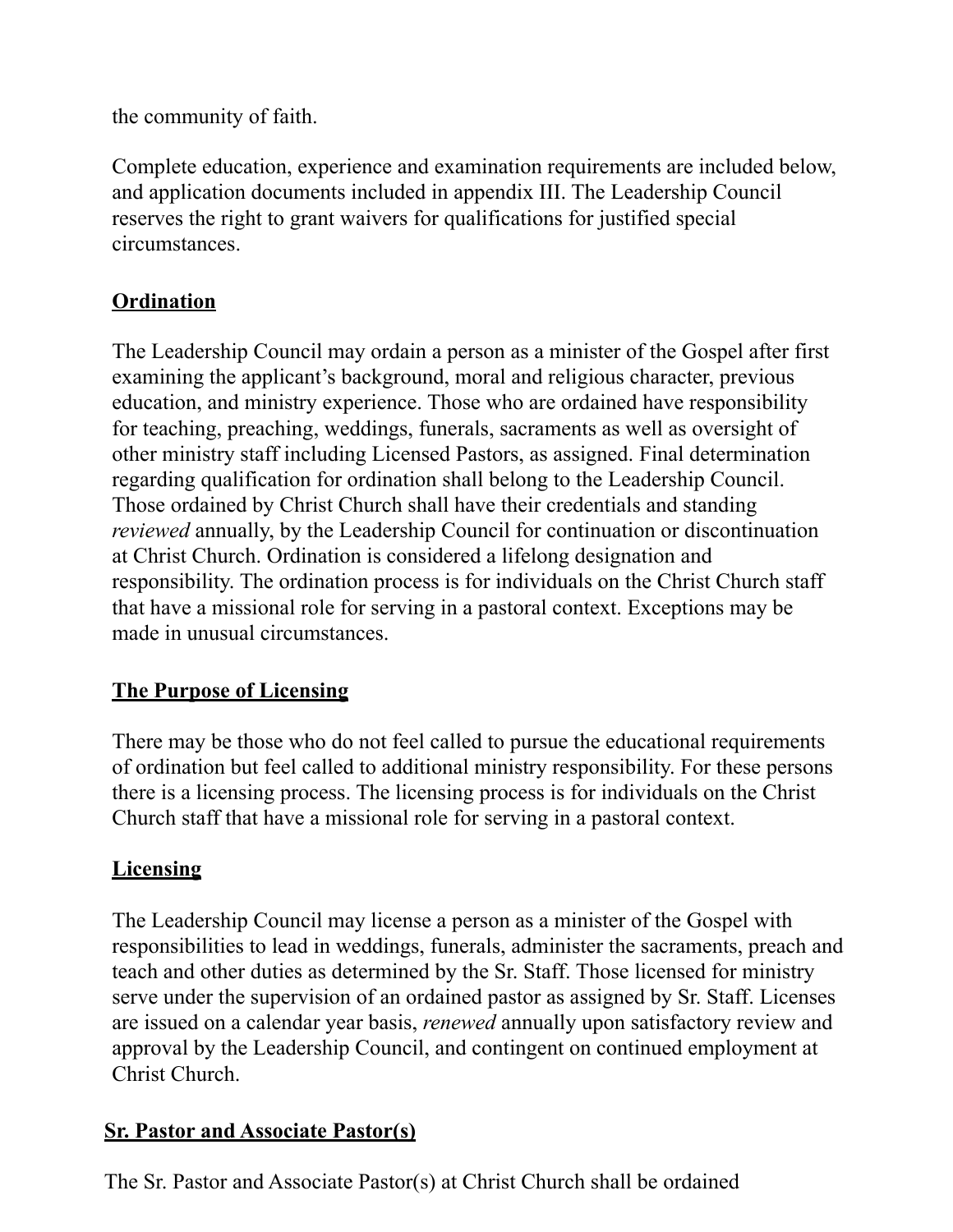the community of faith.

Complete education, experience and examination requirements are included below, and application documents included in appendix III. The Leadership Council reserves the right to grant waivers for qualifications for justified special circumstances.

## Ordination

The Leadership Council may ordain a person as a minister of the Gospel after first examining the applicant's background, moral and religious character, previous education, and ministry experience. Those who are ordained have responsibility for teaching, preaching, weddings, funerals, sacraments as well as oversight of other ministry staff including Licensed Pastors, as assigned. Final determination regarding qualification for ordination shall belong to the Leadership Council. Those ordained by Christ Church shall have their credentials and standing *reviewed* annually, by the Leadership Council for continuation or discontinuation at Christ Church. Ordination is considered a lifelong designation and responsibility. The ordination process is for individuals on the Christ Church staff that have a missional role for serving in a pastoral context. Exceptions may be made in unusual circumstances.

## The Purpose of Licensing

There may be those who do not feel called to pursue the educational requirements of ordination but feel called to additional ministry responsibility. For these persons there is a licensing process. The licensing process is for individuals on the Christ Church staff that have a missional role for serving in a pastoral context.

## Licensing

The Leadership Council may license a person as a minister of the Gospel with responsibilities to lead in weddings, funerals, administer the sacraments, preach and teach and other duties as determined by the Sr. Staff. Those licensed for ministry serve under the supervision of an ordained pastor as assigned by Sr. Staff. Licenses are issued on a calendar year basis, *renewed* annually upon satisfactory review and approval by the Leadership Council, and contingent on continued employment at Christ Church.

## Sr. Pastor and Associate Pastor(s)

The Sr. Pastor and Associate Pastor(s) at Christ Church shall be ordained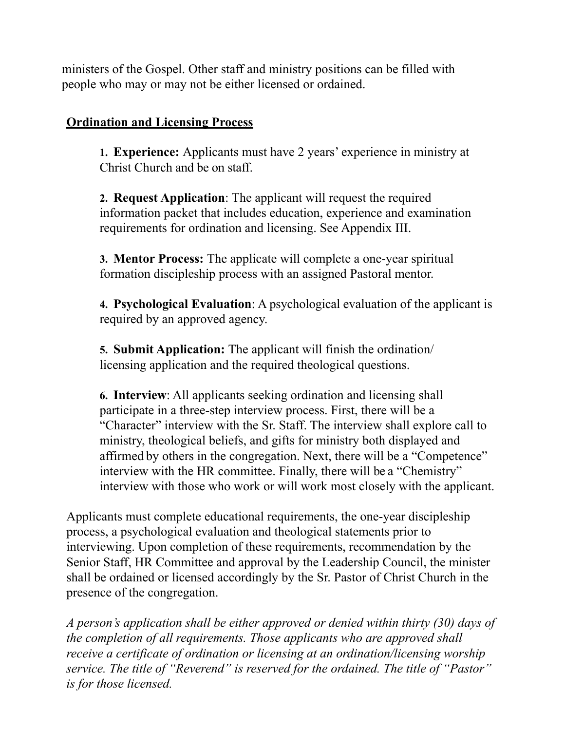ministers of the Gospel. Other staff and ministry positions can be filled with people who may or may not be either licensed or ordained.

## **<u>Ordination and Licensing Process</u>**

1. **Experience:** Applicants must have 2 years' experience in ministry at Christ Church and be on staff.

2. **Request Application**: The applicant will request the required information packet that includes education, experience and examination requirements for ordination and licensing. See Appendix III.

3. **Mentor Process:** The applicate will complete a one-year spiritual formation discipleship process with an assigned Pastoral mentor.

4. **Psychological Evaluation**: A psychological evaluation of the applicant is required by an approved agency.

5. **Submit Application:** The applicant will finish the ordination/ licensing application and the required theological questions.

6. **Interview**: All applicants seeking ordination and licensing shall participate in a three-step interview process. First, there will be a "Character" interview with the Sr. Staff. The interview shall explore call to ministry, theological beliefs, and gifts for ministry both displayed and affirmed by others in the congregation. Next, there will be a "Competence" interview with the HR committee. Finally, there will be a "Chemistry" interview with those who work or will work most closely with the applicant.

Applicants must complete educational requirements, the one-year discipleship process, a psychological evaluation and theological statements prior to interviewing. Upon completion of these requirements, recommendation by the Senior Staff, HR Committee and approval by the Leadership Council, the minister shall be ordained or licensed accordingly by the Sr. Pastor of Christ Church in the presence of the congregation.

*A person's application shall be either approved or denied within thirty (30) days of the completion of all requirements. Those applicants who are approved shall receive a certificate of ordination or licensing at an ordination/licensing worship service. The title of "Reverend" is reserved for the ordained. The title of "Pastor" is for those licensed.*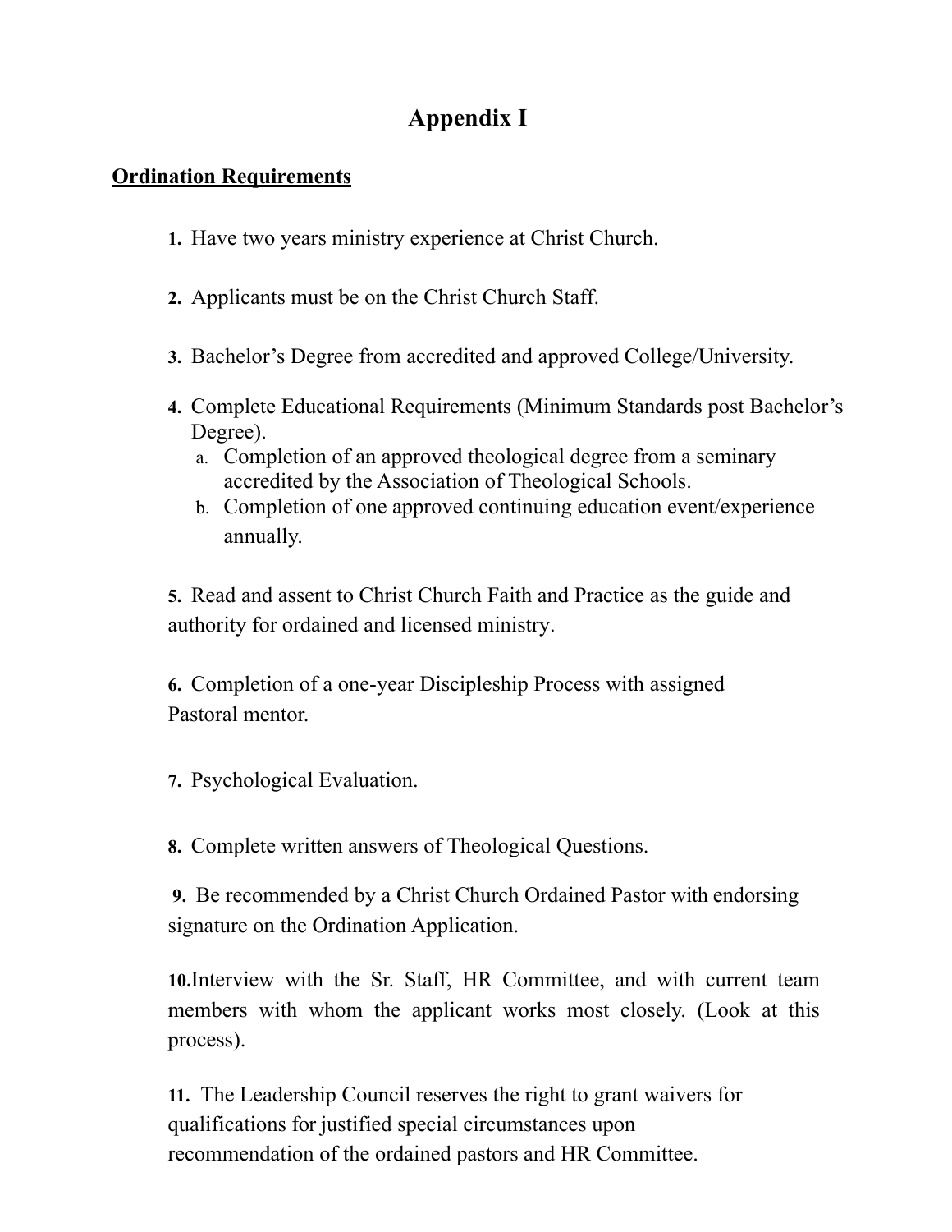# Appendix I

**Ordination Requirements**

1. Have two years ministry experience at Christ Church.

2. Applicants must be on the Christ Church Staff.

3. Bachelor's Degree from accredited and approved College/University.

4. Complete Educational Requirements (Minimum Standards post Bachelor's Degree).
   a. Completion of an approved theological degree from a seminary accredited by the Association of Theological Schools.
   b. Completion of one approved continuing education event/experience annually.

5. Read and assent to Christ Church Faith and Practice as the guide and authority for ordained and licensed ministry.

6. Completion of a one-year Discipleship Process with assigned Pastoral mentor.

7. Psychological Evaluation.

8. Complete written answers of Theological Questions.

9. Be recommended by a Christ Church Ordained Pastor with endorsing signature on the Ordination Application.

10. Interview with the Sr. Staff, HR Committee, and with current team members with whom the applicant works most closely. (Look at this process).

11. The Leadership Council reserves the right to grant waivers for qualifications for justified special circumstances upon recommendation of the ordained pastors and HR Committee.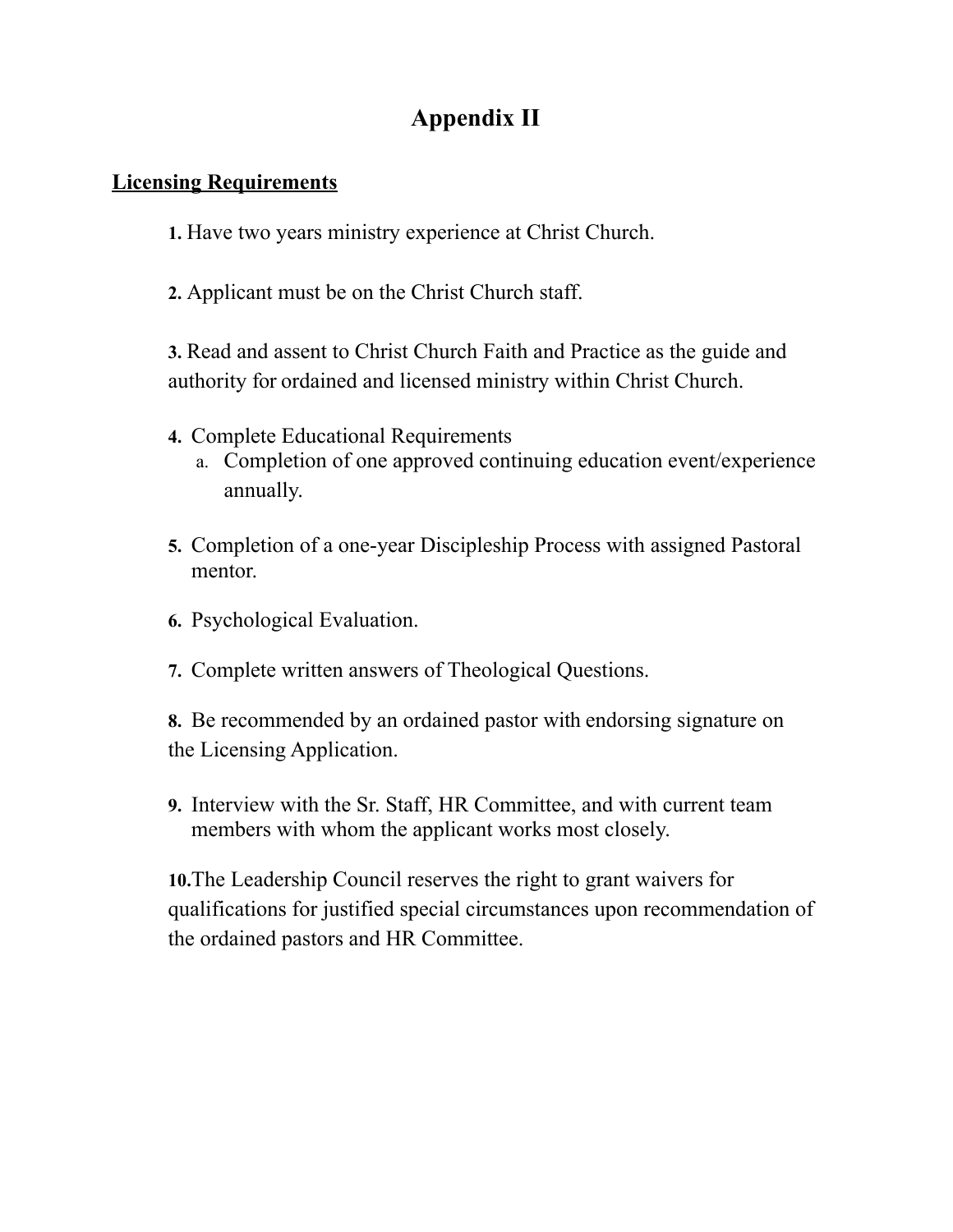# Appendix II

## Licensing Requirements

1. Have two years ministry experience at Christ Church.

2. Applicant must be on the Christ Church staff.

3. Read and assent to Christ Church Faith and Practice as the guide and authority for ordained and licensed ministry within Christ Church.

4. Complete Educational Requirements
   a. Completion of one approved continuing education event/experience annually.

5. Completion of a one-year Discipleship Process with assigned Pastoral mentor.

6. Psychological Evaluation.

7. Complete written answers of Theological Questions.

8. Be recommended by an ordained pastor with endorsing signature on the Licensing Application.

9. Interview with the Sr. Staff, HR Committee, and with current team members with whom the applicant works most closely.

10. The Leadership Council reserves the right to grant waivers for qualifications for justified special circumstances upon recommendation of the ordained pastors and HR Committee.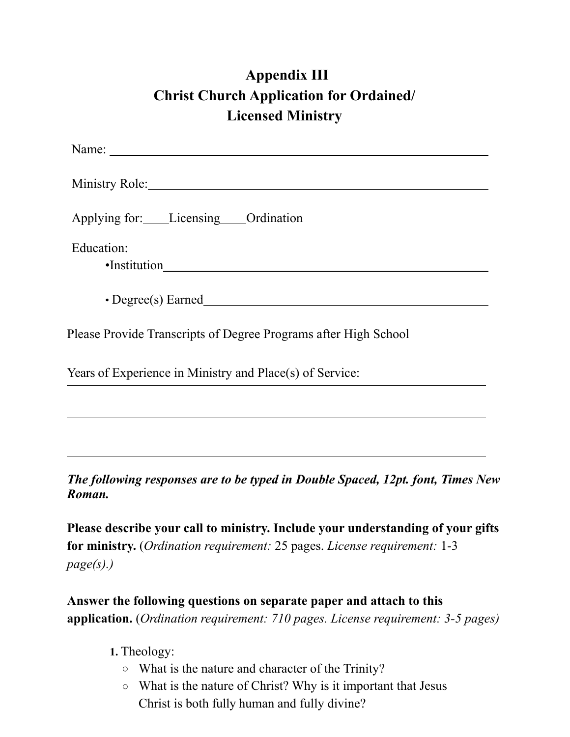# Appendix III
# Christ Church Application for Ordained/ Licensed Ministry

Name: ______________________________________________

Ministry Role:_______________________________________

Applying for:____Licensing____Ordination

Education:

- Institution_______________________________________
- Degree(s) Earned__________________________________

Please Provide Transcripts of Degree Programs after High School

Years of Experience in Ministry and Place(s) of Service:

______________________________________________________

______________________________________________________

______________________________________________________

***The following responses are to be typed in Double Spaced, 12pt. font, Times New Roman.***

**Please describe your call to ministry. Include your understanding of your gifts for ministry.** (*Ordination requirement:* 25 pages. *License requirement:* 1-3 *page(s).)*

**Answer the following questions on separate paper and attach to this application.** (*Ordination requirement: 710 pages. License requirement: 3-5 pages)*

1. Theology:
   - What is the nature and character of the Trinity?
   - What is the nature of Christ? Why is it important that Jesus Christ is both fully human and fully divine?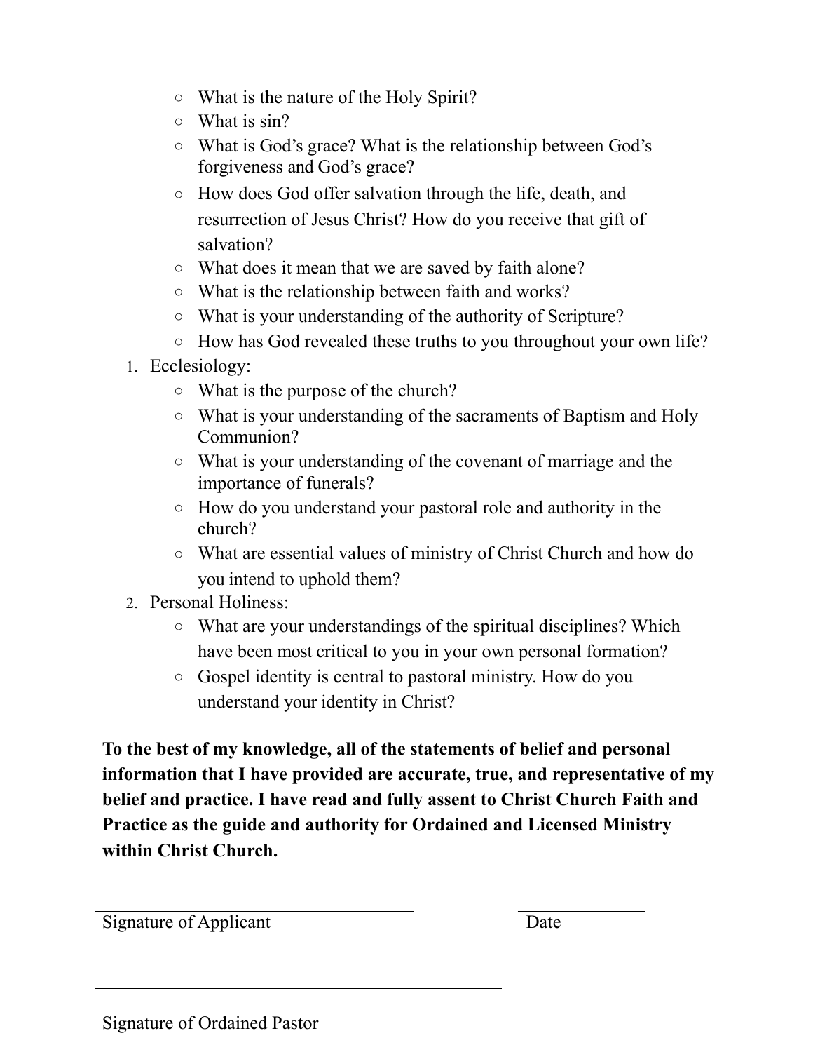- What is the nature of the Holy Spirit?
- What is sin?
- What is God's grace? What is the relationship between God's forgiveness and God's grace?
- How does God offer salvation through the life, death, and resurrection of Jesus Christ? How do you receive that gift of salvation?
- What does it mean that we are saved by faith alone?
- What is the relationship between faith and works?
- What is your understanding of the authority of Scripture?
- How has God revealed these truths to you throughout your own life?

1. Ecclesiology:
   - What is the purpose of the church?
   - What is your understanding of the sacraments of Baptism and Holy Communion?
   - What is your understanding of the covenant of marriage and the importance of funerals?
   - How do you understand your pastoral role and authority in the church?
   - What are essential values of ministry of Christ Church and how do you intend to uphold them?
2. Personal Holiness:
   - What are your understandings of the spiritual disciplines? Which have been most critical to you in your own personal formation?
   - Gospel identity is central to pastoral ministry. How do you understand your identity in Christ?

**To the best of my knowledge, all of the statements of belief and personal information that I have provided are accurate, true, and representative of my belief and practice. I have read and fully assent to Christ Church Faith and Practice as the guide and authority for Ordained and Licensed Ministry within Christ Church.**

\_\_\_\_\_\_\_\_\_\_\_\_\_\_\_\_\_\_\_\_\_\_\_\_\_\_\_\_\_\_\_\_ \_\_\_\_\_\_\_\_\_\_\_\_

Signature of Applicant Date

\_\_\_\_\_\_\_\_\_\_\_\_\_\_\_\_\_\_\_\_\_\_\_\_\_\_\_\_\_\_\_\_\_\_\_\_\_\_\_\_

Signature of Ordained Pastor